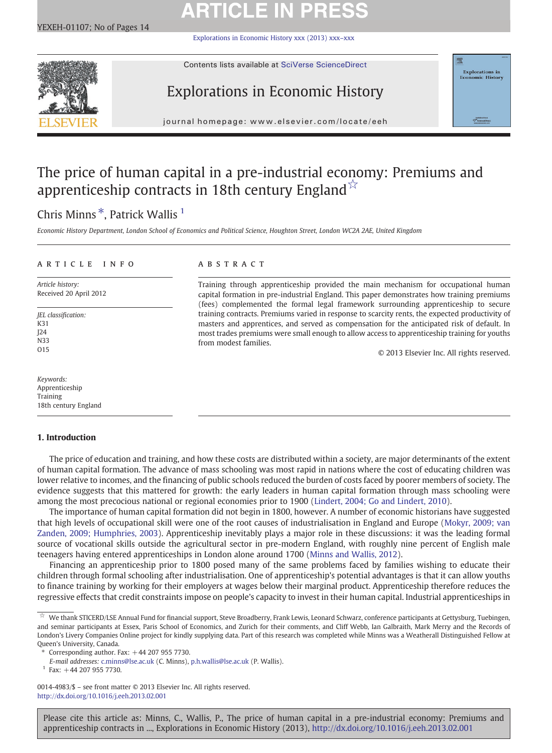# The price of human capital in a pre-industrial economy: Premiums and apprenticeship contracts in 18th century England ☆

Chris Minns *, Patrick Wallis [1]

*Economic History Department, London School of Economics and Political Science, Houghton Street, London WC2A 2AE, United Kingdom*

**ARTICLE INFO**

*Article history:*
Received 20 April 2012

*JEL classification:*
K31
J24
N33
O15

*Keywords:*
Apprenticeship
Training
18th century England

**ABSTRACT**

Training through apprenticeship provided the main mechanism for occupational human capital formation in pre-industrial England. This paper demonstrates how training premiums (fees) complemented the formal legal framework surrounding apprenticeship to secure training contracts. Premiums varied in response to scarcity rents, the expected productivity of masters and apprentices, and served as compensation for the anticipated risk of default. In most trades premiums were small enough to allow access to apprenticeship training for youths from modest families.

© 2013 Elsevier Inc. All rights reserved.

## 1. Introduction

The price of education and training, and how these costs are distributed within a society, are major determinants of the extent of human capital formation. The advance of mass schooling was most rapid in nations where the cost of educating children was lower relative to incomes, and the financing of public schools reduced the burden of costs faced by poorer members of society. The evidence suggests that this mattered for growth: the early leaders in human capital formation through mass schooling were among the most precocious national or regional economies prior to 1900 (Lindert, 2004; Go and Lindert, 2010).

The importance of human capital formation did not begin in 1800, however. A number of economic historians have suggested that high levels of occupational skill were one of the root causes of industrialisation in England and Europe (Mokyr, 2009; van Zanden, 2009; Humphries, 2003). Apprenticeship inevitably plays a major role in these discussions: it was the leading formal source of vocational skills outside the agricultural sector in pre-modern England, with roughly nine percent of English male teenagers having entered apprenticeships in London alone around 1700 (Minns and Wallis, 2012).

Financing an apprenticeship prior to 1800 posed many of the same problems faced by families wishing to educate their children through formal schooling after industrialisation. One of apprenticeship's potential advantages is that it can allow youths to finance training by working for their employers at wages below their marginal product. Apprenticeship therefore reduces the regressive effects that credit constraints impose on people's capacity to invest in their human capital. Industrial apprenticeships in

---

☆ We thank STICERD/LSE Annual Fund for financial support, Steve Broadberry, Frank Lewis, Leonard Schwarz, conference participants at Gettysburg, Tuebingen, and seminar participants at Essex, Paris School of Economics, and Zurich for their comments, and Cliff Webb, Ian Galbraith, Mark Merry and the Records of London's Livery Companies Online project for kindly supplying data. Part of this research was completed while Minns was a Weatherall Distinguished Fellow at Queen's University, Canada.

\* Corresponding author. Fax: +44 207 955 7730.
*E-mail addresses:* c.minns@lse.ac.uk (C. Minns), p.h.wallis@lse.ac.uk (P. Wallis).

[1] Fax: +44 207 955 7730.

0014-4983/$ – see front matter © 2013 Elsevier Inc. All rights reserved.
http://dx.doi.org/10.1016/j.eeh.2013.02.001

Please cite this article as: Minns, C., Wallis, P., The price of human capital in a pre-industrial economy: Premiums and apprenticeship contracts in ..., Explorations in Economic History (2013), http://dx.doi.org/10.1016/j.eeh.2013.02.001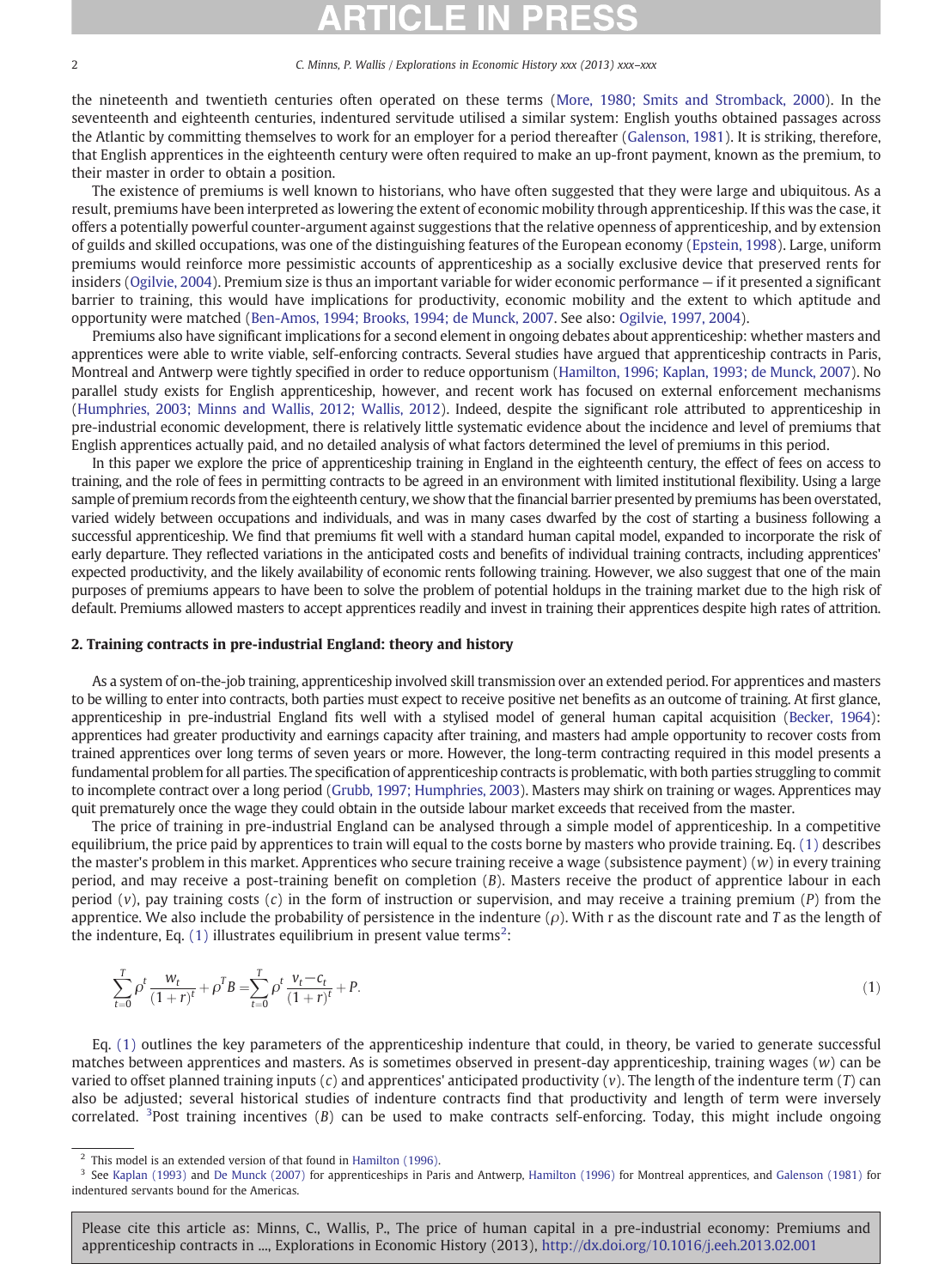the nineteenth and twentieth centuries often operated on these terms (More, 1980; Smits and Stromback, 2000). In the seventeenth and eighteenth centuries, indentured servitude utilised a similar system: English youths obtained passages across the Atlantic by committing themselves to work for an employer for a period thereafter (Galenson, 1981). It is striking, therefore, that English apprentices in the eighteenth century were often required to make an up-front payment, known as the premium, to their master in order to obtain a position.

The existence of premiums is well known to historians, who have often suggested that they were large and ubiquitous. As a result, premiums have been interpreted as lowering the extent of economic mobility through apprenticeship. If this was the case, it offers a potentially powerful counter-argument against suggestions that the relative openness of apprenticeship, and by extension of guilds and skilled occupations, was one of the distinguishing features of the European economy (Epstein, 1998). Large, uniform premiums would reinforce more pessimistic accounts of apprenticeship as a socially exclusive device that preserved rents for insiders (Ogilvie, 2004). Premium size is thus an important variable for wider economic performance — if it presented a significant barrier to training, this would have implications for productivity, economic mobility and the extent to which aptitude and opportunity were matched (Ben-Amos, 1994; Brooks, 1994; de Munck, 2007. See also: Ogilvie, 1997, 2004).

Premiums also have significant implications for a second element in ongoing debates about apprenticeship: whether masters and apprentices were able to write viable, self-enforcing contracts. Several studies have argued that apprenticeship contracts in Paris, Montreal and Antwerp were tightly specified in order to reduce opportunism (Hamilton, 1996; Kaplan, 1993; de Munck, 2007). No parallel study exists for English apprenticeship, however, and recent work has focused on external enforcement mechanisms (Humphries, 2003; Minns and Wallis, 2012; Wallis, 2012). Indeed, despite the significant role attributed to apprenticeship in pre-industrial economic development, there is relatively little systematic evidence about the incidence and level of premiums that English apprentices actually paid, and no detailed analysis of what factors determined the level of premiums in this period.

In this paper we explore the price of apprenticeship training in England in the eighteenth century, the effect of fees on access to training, and the role of fees in permitting contracts to be agreed in an environment with limited institutional flexibility. Using a large sample of premium records from the eighteenth century, we show that the financial barrier presented by premiums has been overstated, varied widely between occupations and individuals, and was in many cases dwarfed by the cost of starting a business following a successful apprenticeship. We find that premiums fit well with a standard human capital model, expanded to incorporate the risk of early departure. They reflected variations in the anticipated costs and benefits of individual training contracts, including apprentices' expected productivity, and the likely availability of economic rents following training. However, we also suggest that one of the main purposes of premiums appears to have been to solve the problem of potential holdups in the training market due to the high risk of default. Premiums allowed masters to accept apprentices readily and invest in training their apprentices despite high rates of attrition.

## 2. Training contracts in pre-industrial England: theory and history

As a system of on-the-job training, apprenticeship involved skill transmission over an extended period. For apprentices and masters to be willing to enter into contracts, both parties must expect to receive positive net benefits as an outcome of training. At first glance, apprenticeship in pre-industrial England fits well with a stylised model of general human capital acquisition (Becker, 1964): apprentices had greater productivity and earnings capacity after training, and masters had ample opportunity to recover costs from trained apprentices over long terms of seven years or more. However, the long-term contracting required in this model presents a fundamental problem for all parties. The specification of apprenticeship contracts is problematic, with both parties struggling to commit to incomplete contract over a long period (Grubb, 1997; Humphries, 2003). Masters may shirk on training or wages. Apprentices may quit prematurely once the wage they could obtain in the outside labour market exceeds that received from the master.

The price of training in pre-industrial England can be analysed through a simple model of apprenticeship. In a competitive equilibrium, the price paid by apprentices to train will equal to the costs borne by masters who provide training. Eq. (1) describes the master's problem in this market. Apprentices who secure training receive a wage (subsistence payment) ($w$) in every training period, and may receive a post-training benefit on completion ($B$). Masters receive the product of apprentice labour in each period ($v$), pay training costs ($c$) in the form of instruction or supervision, and may receive a training premium ($P$) from the apprentice. We also include the probability of persistence in the indenture ($\rho$). With r as the discount rate and $T$ as the length of the indenture, Eq. (1) illustrates equilibrium in present value terms[2]:

$$\sum_{t=0}^{T} \rho^t \frac{w_t}{(1+r)^t} + \rho^T B = \sum_{t=0}^{T} \rho^t \frac{v_t - c_t}{(1+r)^t} + P. \tag{1}$$

Eq. (1) outlines the key parameters of the apprenticeship indenture that could, in theory, be varied to generate successful matches between apprentices and masters. As is sometimes observed in present-day apprenticeship, training wages ($w$) can be varied to offset planned training inputs ($c$) and apprentices' anticipated productivity ($v$). The length of the indenture term ($T$) can also be adjusted; several historical studies of indenture contracts find that productivity and length of term were inversely correlated. [3]Post training incentives ($B$) can be used to make contracts self-enforcing. Today, this might include ongoing

[2] This model is an extended version of that found in Hamilton (1996).

[3] See Kaplan (1993) and De Munck (2007) for apprenticeships in Paris and Antwerp, Hamilton (1996) for Montreal apprentices, and Galenson (1981) for indentured servants bound for the Americas.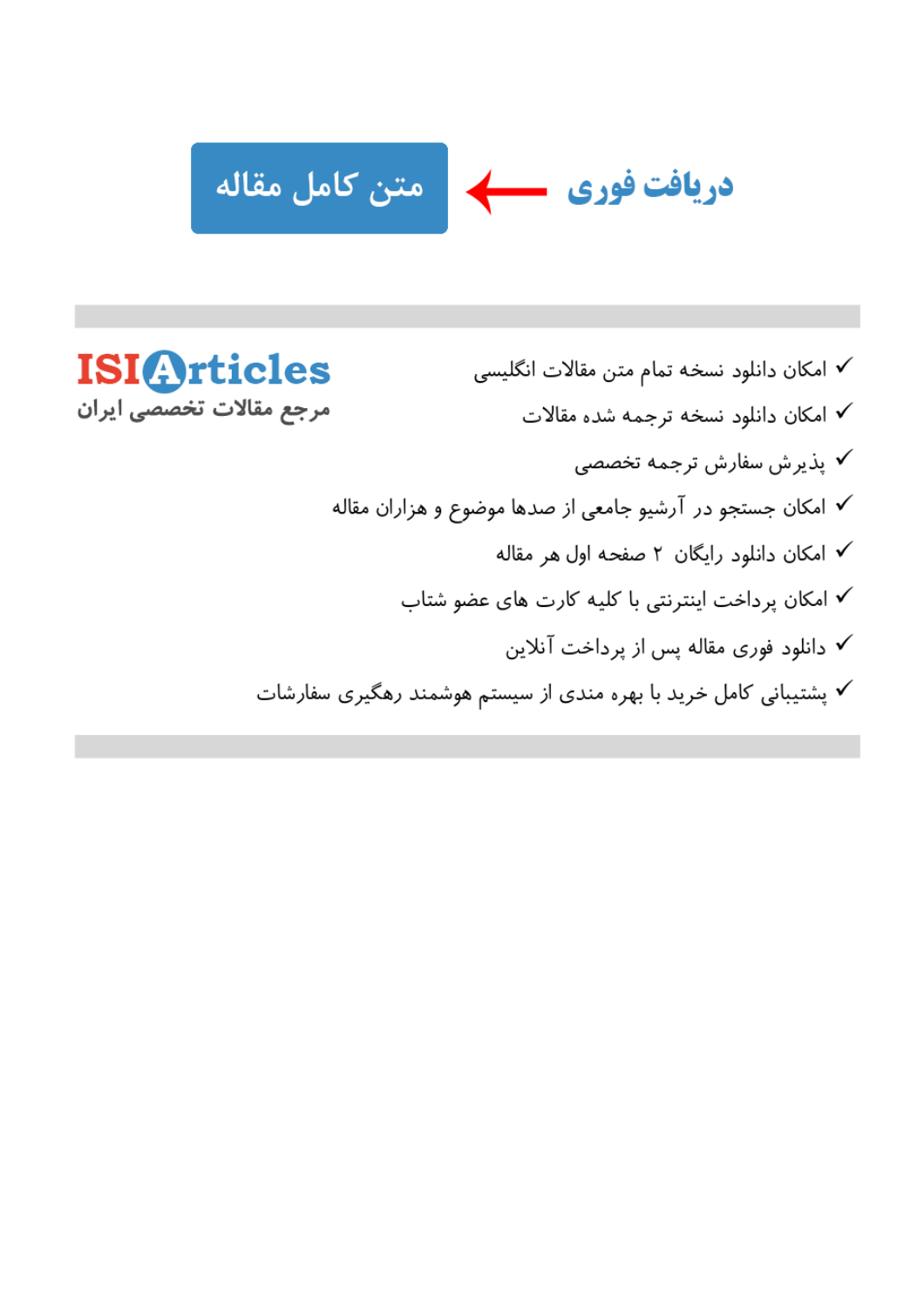دریافت فوری ← متن کامل مقاله

**ISIArticles**
مرجع مقالات تخصصی ایران

- ✓ امکان دانلود نسخه تمام متن مقالات انگلیسی
- ✓ امکان دانلود نسخه ترجمه شده مقالات
- ✓ پذیرش سفارش ترجمه تخصصی
- ✓ امکان جستجو در آرشیو جامعی از صدها موضوع و هزاران مقاله
- ✓ امکان دانلود رایگان ۲ صفحه اول هر مقاله
- ✓ امکان پرداخت اینترنتی با کلیه کارت های عضو شتاب
- ✓ دانلود فوری مقاله پس از پرداخت آنلاین
- ✓ پشتیبانی کامل خرید با بهره مندی از سیستم هوشمند رهگیری سفارشات